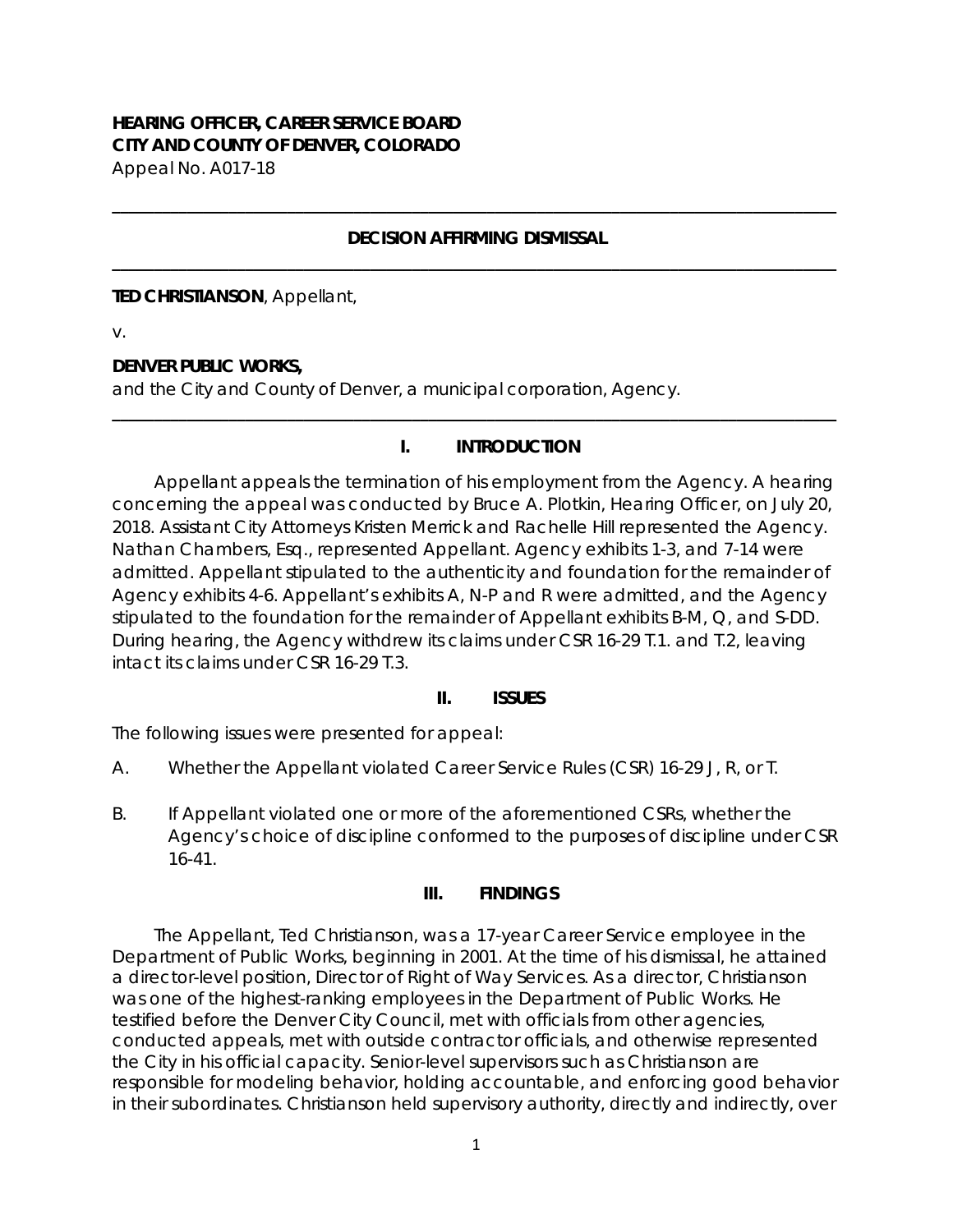**HEARING OFFICER, CAREER SERVICE BOARD**
**CITY AND COUNTY OF DENVER, COLORADO**
Appeal No. A017-18

---

**DECISION AFFIRMING DISMISSAL**

---

**TED CHRISTIANSON**, Appellant,

v.

**DENVER PUBLIC WORKS,**
and the City and County of Denver, a municipal corporation, Agency.

---

## I. INTRODUCTION

Appellant appeals the termination of his employment from the Agency. A hearing concerning the appeal was conducted by Bruce A. Plotkin, Hearing Officer, on July 20, 2018. Assistant City Attorneys Kristen Merrick and Rachelle Hill represented the Agency. Nathan Chambers, Esq., represented Appellant. Agency exhibits 1-3, and 7-14 were admitted. Appellant stipulated to the authenticity and foundation for the remainder of Agency exhibits 4-6. Appellant's exhibits A, N-P and R were admitted, and the Agency stipulated to the foundation for the remainder of Appellant exhibits B-M, Q, and S-DD. During hearing, the Agency withdrew its claims under CSR 16-29 T.1. and T.2, leaving intact its claims under CSR 16-29 T.3.

## II. ISSUES

The following issues were presented for appeal:

A. Whether the Appellant violated Career Service Rules (CSR) 16-29 J, R, or T.

B. If Appellant violated one or more of the aforementioned CSRs, whether the Agency's choice of discipline conformed to the purposes of discipline under CSR 16-41.

## III. FINDINGS

The Appellant, Ted Christianson, was a 17-year Career Service employee in the Department of Public Works, beginning in 2001. At the time of his dismissal, he attained a director-level position, Director of Right of Way Services. As a director, Christianson was one of the highest-ranking employees in the Department of Public Works. He testified before the Denver City Council, met with officials from other agencies, conducted appeals, met with outside contractor officials, and otherwise represented the City in his official capacity. Senior-level supervisors such as Christianson are responsible for modeling behavior, holding accountable, and enforcing good behavior in their subordinates. Christianson held supervisory authority, directly and indirectly, over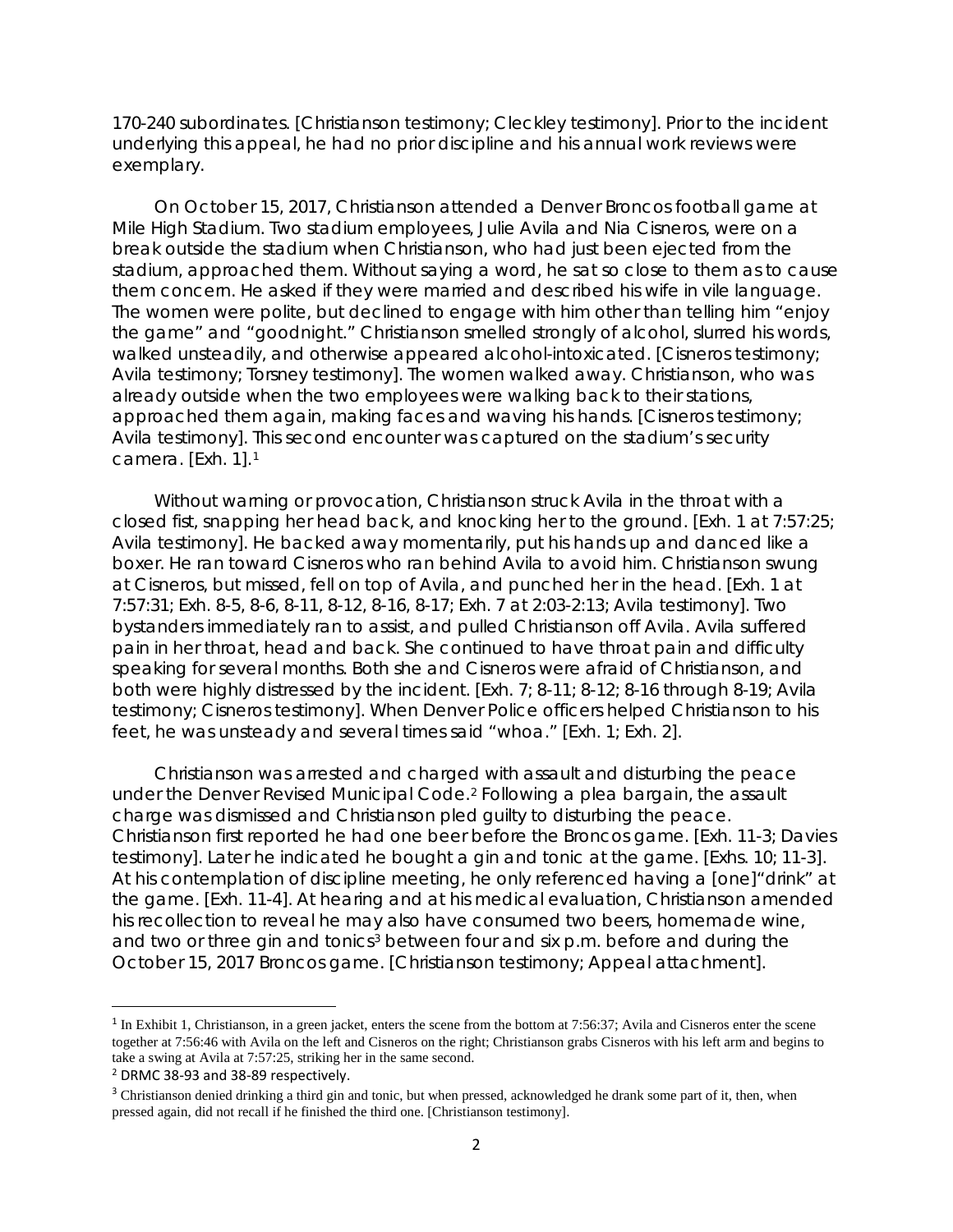170-240 subordinates. [Christianson testimony; Cleckley testimony]. Prior to the incident underlying this appeal, he had no prior discipline and his annual work reviews were exemplary.

On October 15, 2017, Christianson attended a Denver Broncos football game at Mile High Stadium. Two stadium employees, Julie Avila and Nia Cisneros, were on a break outside the stadium when Christianson, who had just been ejected from the stadium, approached them. Without saying a word, he sat so close to them as to cause them concern. He asked if they were married and described his wife in vile language. The women were polite, but declined to engage with him other than telling him "enjoy the game" and "goodnight." Christianson smelled strongly of alcohol, slurred his words, walked unsteadily, and otherwise appeared alcohol-intoxicated. [Cisneros testimony; Avila testimony; Torsney testimony]. The women walked away. Christianson, who was already outside when the two employees were walking back to their stations, approached them again, making faces and waving his hands. [Cisneros testimony; Avila testimony]. This second encounter was captured on the stadium's security camera. [Exh. 1].[1]

Without warning or provocation, Christianson struck Avila in the throat with a closed fist, snapping her head back, and knocking her to the ground. [Exh. 1 at 7:57:25; Avila testimony]. He backed away momentarily, put his hands up and danced like a boxer. He ran toward Cisneros who ran behind Avila to avoid him. Christianson swung at Cisneros, but missed, fell on top of Avila, and punched her in the head. [Exh. 1 at 7:57:31; Exh. 8-5, 8-6, 8-11, 8-12, 8-16, 8-17; Exh. 7 at 2:03-2:13; Avila testimony]. Two bystanders immediately ran to assist, and pulled Christianson off Avila. Avila suffered pain in her throat, head and back. She continued to have throat pain and difficulty speaking for several months. Both she and Cisneros were afraid of Christianson, and both were highly distressed by the incident. [Exh. 7; 8-11; 8-12; 8-16 through 8-19; Avila testimony; Cisneros testimony]. When Denver Police officers helped Christianson to his feet, he was unsteady and several times said "whoa." [Exh. 1; Exh. 2].

Christianson was arrested and charged with assault and disturbing the peace under the Denver Revised Municipal Code.[2] Following a plea bargain, the assault charge was dismissed and Christianson pled guilty to disturbing the peace. Christianson first reported he had one beer before the Broncos game. [Exh. 11-3; Davies testimony]. Later he indicated he bought a gin and tonic at the game. [Exhs. 10; 11-3]. At his contemplation of discipline meeting, he only referenced having a [one]"drink" at the game. [Exh. 11-4]. At hearing and at his medical evaluation, Christianson amended his recollection to reveal he may also have consumed two beers, homemade wine, and two or three gin and tonics[3] between four and six p.m. before and during the October 15, 2017 Broncos game. [Christianson testimony; Appeal attachment].

---

[1] In Exhibit 1, Christianson, in a green jacket, enters the scene from the bottom at 7:56:37; Avila and Cisneros enter the scene together at 7:56:46 with Avila on the left and Cisneros on the right; Christianson grabs Cisneros with his left arm and begins to take a swing at Avila at 7:57:25, striking her in the same second.

[2] DRMC 38-93 and 38-89 respectively.

[3] Christianson denied drinking a third gin and tonic, but when pressed, acknowledged he drank some part of it, then, when pressed again, did not recall if he finished the third one. [Christianson testimony].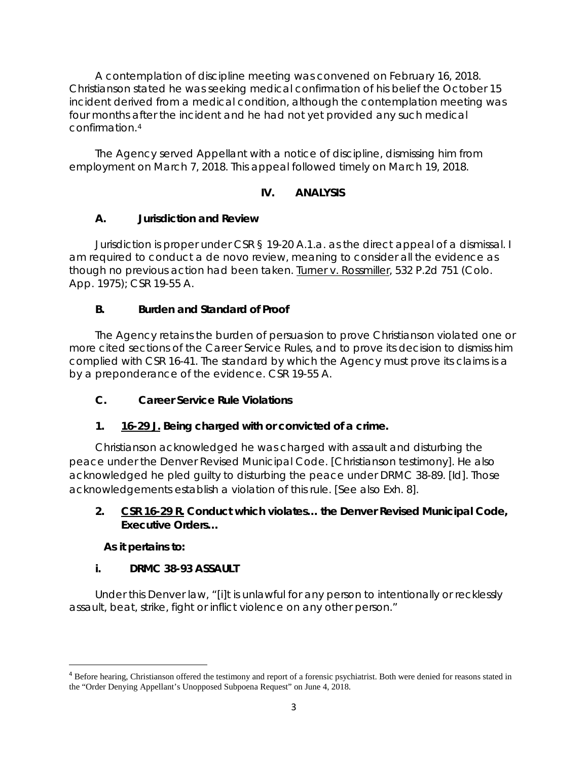A contemplation of discipline meeting was convened on February 16, 2018. Christianson stated he was seeking medical confirmation of his belief the October 15 incident derived from a medical condition, although the contemplation meeting was four months after the incident and he had not yet provided any such medical confirmation.[4]

The Agency served Appellant with a notice of discipline, dismissing him from employment on March 7, 2018. This appeal followed timely on March 19, 2018.

## IV. ANALYSIS

### A. Jurisdiction and Review

Jurisdiction is proper under CSR § 19-20 A.1.a. as the direct appeal of a dismissal. I am required to conduct a de novo review, meaning to consider all the evidence as though no previous action had been taken. Turner v. Rossmiller, 532 P.2d 751 (Colo. App. 1975); CSR 19-55 A.

### B. Burden and Standard of Proof

The Agency retains the burden of persuasion to prove Christianson violated one or more cited sections of the Career Service Rules, and to prove its decision to dismiss him complied with CSR 16-41. The standard by which the Agency must prove its claims is a by a preponderance of the evidence. CSR 19-55 A.

### C. Career Service Rule Violations

#### 1. 16-29 J. Being charged with or convicted of a crime.

Christianson acknowledged he was charged with assault and disturbing the peace under the Denver Revised Municipal Code. [Christianson testimony]. He also acknowledged he pled guilty to disturbing the peace under DRMC 38-89. [Id]. Those acknowledgements establish a violation of this rule. [See also Exh. 8].

#### 2. CSR 16-29 R. Conduct which violates… the Denver Revised Municipal Code, Executive Orders…

**As it pertains to:**

**i. DRMC 38-93 ASSAULT**

Under this Denver law, "[i]t is unlawful for any person to intentionally or recklessly assault, beat, strike, fight or inflict violence on any other person."

---

[4] Before hearing, Christianson offered the testimony and report of a forensic psychiatrist. Both were denied for reasons stated in the "Order Denying Appellant's Unopposed Subpoena Request" on June 4, 2018.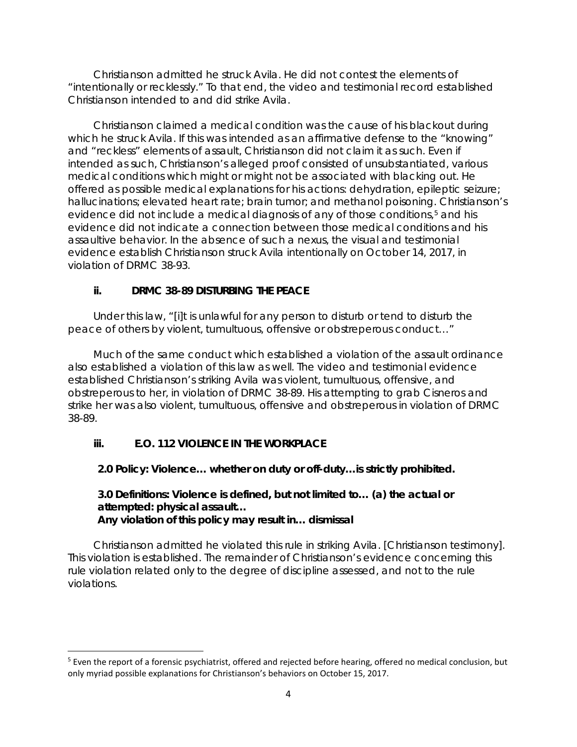Christianson admitted he struck Avila. He did not contest the elements of "intentionally or recklessly." To that end, the video and testimonial record established Christianson intended to and did strike Avila.

Christianson claimed a medical condition was the cause of his blackout during which he struck Avila. If this was intended as an affirmative defense to the "knowing" and "reckless" elements of assault, Christianson did not claim it as such. Even if intended as such, Christianson's alleged proof consisted of unsubstantiated, various medical conditions which might or might not be associated with blacking out. He offered as possible medical explanations for his actions: dehydration, epileptic seizure; hallucinations; elevated heart rate; brain tumor; and methanol poisoning. Christianson's evidence did not include a medical diagnosis of any of those conditions,[5] and his evidence did not indicate a connection between those medical conditions and his assaultive behavior. In the absence of such a nexus, the visual and testimonial evidence establish Christianson struck Avila intentionally on October 14, 2017, in violation of DRMC 38-93.

### ii. DRMC 38-89 DISTURBING THE PEACE

Under this law, "[i]t is unlawful for any person to disturb or tend to disturb the peace of others by violent, tumultuous, offensive or obstreperous conduct…"

Much of the same conduct which established a violation of the assault ordinance also established a violation of this law as well. The video and testimonial evidence established Christianson's striking Avila was violent, tumultuous, offensive, and obstreperous to her, in violation of DRMC 38-89. His attempting to grab Cisneros and strike her was also violent, tumultuous, offensive and obstreperous in violation of DRMC 38-89.

### iii. E.O. 112 VIOLENCE IN THE WORKPLACE

**2.0 Policy: Violence… whether on duty or off-duty…is strictly prohibited.**

**3.0 Definitions: Violence is defined, but not limited to… (a) the actual or attempted: physical assault…**
**Any violation of this policy may result in… dismissal**

Christianson admitted he violated this rule in striking Avila. [Christianson testimony]. This violation is established. The remainder of Christianson's evidence concerning this rule violation related only to the degree of discipline assessed, and not to the rule violations.

---

[5] Even the report of a forensic psychiatrist, offered and rejected before hearing, offered no medical conclusion, but only myriad possible explanations for Christianson's behaviors on October 15, 2017.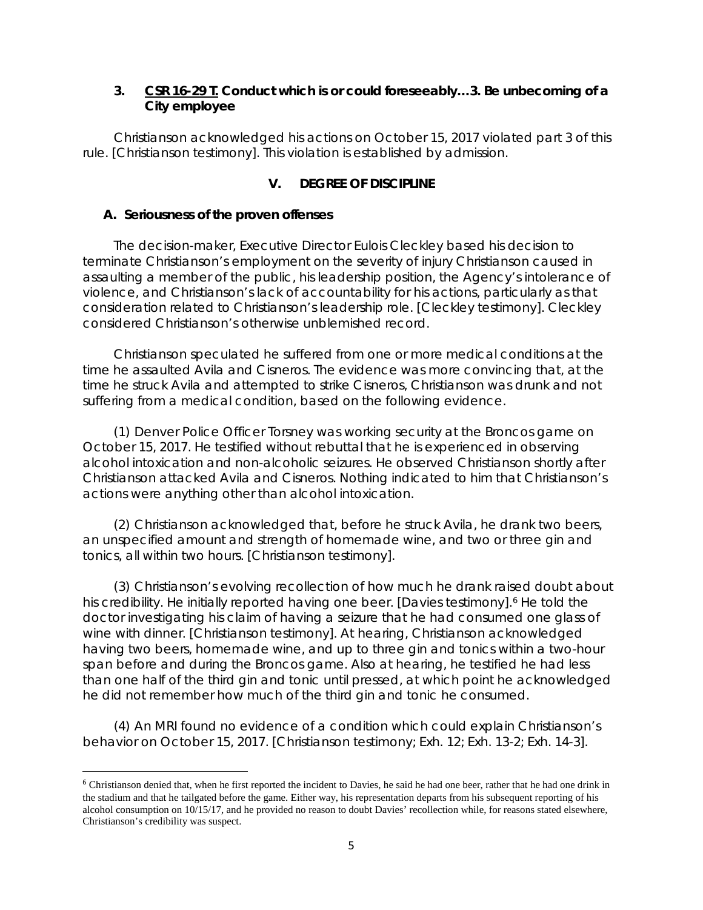### 3. <u>CSR 16-29 T.</u> Conduct which is or could foreseeably…3. Be unbecoming of a City employee

Christianson acknowledged his actions on October 15, 2017 violated part 3 of this rule. [Christianson testimony]. This violation is established by admission.

## V. DEGREE OF DISCIPLINE

### A. Seriousness of the proven offenses

The decision-maker, Executive Director Eulois Cleckley based his decision to terminate Christianson's employment on the severity of injury Christianson caused in assaulting a member of the public, his leadership position, the Agency's intolerance of violence, and Christianson's lack of accountability for his actions, particularly as that consideration related to Christianson's leadership role. [Cleckley testimony]. Cleckley considered Christianson's otherwise unblemished record.

Christianson speculated he suffered from one or more medical conditions at the time he assaulted Avila and Cisneros. The evidence was more convincing that, at the time he struck Avila and attempted to strike Cisneros, Christianson was drunk and not suffering from a medical condition, based on the following evidence.

(1) Denver Police Officer Torsney was working security at the Broncos game on October 15, 2017. He testified without rebuttal that he is experienced in observing alcohol intoxication and non-alcoholic seizures. He observed Christianson shortly after Christianson attacked Avila and Cisneros. Nothing indicated to him that Christianson's actions were anything other than alcohol intoxication.

(2) Christianson acknowledged that, before he struck Avila, he drank two beers, an unspecified amount and strength of homemade wine, and two or three gin and tonics, all within two hours. [Christianson testimony].

(3) Christianson's evolving recollection of how much he drank raised doubt about his credibility. He initially reported having one beer. [Davies testimony].[6] He told the doctor investigating his claim of having a seizure that he had consumed one glass of wine with dinner. [Christianson testimony]. At hearing, Christianson acknowledged having two beers, homemade wine, and up to three gin and tonics within a two-hour span before and during the Broncos game. Also at hearing, he testified he had less than one half of the third gin and tonic until pressed, at which point he acknowledged he did not remember how much of the third gin and tonic he consumed.

(4) An MRI found no evidence of a condition which could explain Christianson's behavior on October 15, 2017. [Christianson testimony; Exh. 12; Exh. 13-2; Exh. 14-3].

---

[6] Christianson denied that, when he first reported the incident to Davies, he said he had one beer, rather that he had one drink in the stadium and that he tailgated before the game. Either way, his representation departs from his subsequent reporting of his alcohol consumption on 10/15/17, and he provided no reason to doubt Davies' recollection while, for reasons stated elsewhere, Christianson's credibility was suspect.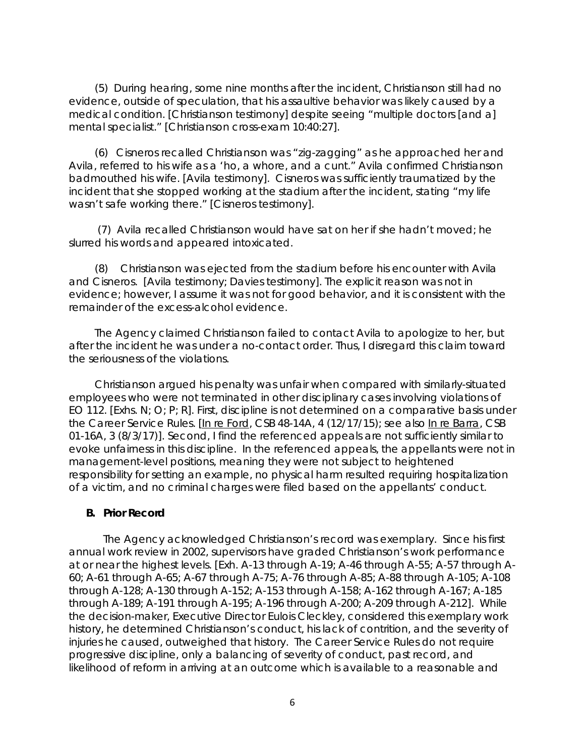(5) During hearing, some nine months after the incident, Christianson still had no evidence, outside of speculation, that his assaultive behavior was likely caused by a medical condition. [Christianson testimony] despite seeing "multiple doctors [and a] mental specialist." [Christianson cross-exam 10:40:27].

(6) Cisneros recalled Christianson was "zig-zagging" as he approached her and Avila, referred to his wife as a 'ho, a whore, and a cunt." Avila confirmed Christianson badmouthed his wife. [Avila testimony]. Cisneros was sufficiently traumatized by the incident that she stopped working at the stadium after the incident, stating "my life wasn't safe working there." [Cisneros testimony].

(7) Avila recalled Christianson would have sat on her if she hadn't moved; he slurred his words and appeared intoxicated.

(8) Christianson was ejected from the stadium before his encounter with Avila and Cisneros. [Avila testimony; Davies testimony]. The explicit reason was not in evidence; however, I assume it was not for good behavior, and it is consistent with the remainder of the excess-alcohol evidence.

The Agency claimed Christianson failed to contact Avila to apologize to her, but after the incident he was under a no-contact order. Thus, I disregard this claim toward the seriousness of the violations.

Christianson argued his penalty was unfair when compared with similarly-situated employees who were not terminated in other disciplinary cases involving violations of EO 112. [Exhs. N; O; P; R]. First, discipline is not determined on a comparative basis under the Career Service Rules. [In re Ford, CSB 48-14A, 4 (12/17/15); see also In re Barra, CSB 01-16A, 3 (8/3/17)]. Second, I find the referenced appeals are not sufficiently similar to evoke unfairness in this discipline. In the referenced appeals, the appellants were not in management-level positions, meaning they were not subject to heightened responsibility for setting an example, no physical harm resulted requiring hospitalization of a victim, and no criminal charges were filed based on the appellants' conduct.

**B. Prior Record**

The Agency acknowledged Christianson's record was exemplary. Since his first annual work review in 2002, supervisors have graded Christianson's work performance at or near the highest levels. [Exh. A-13 through A-19; A-46 through A-55; A-57 through A-60; A-61 through A-65; A-67 through A-75; A-76 through A-85; A-88 through A-105; A-108 through A-128; A-130 through A-152; A-153 through A-158; A-162 through A-167; A-185 through A-189; A-191 through A-195; A-196 through A-200; A-209 through A-212]. While the decision-maker, Executive Director Eulois Cleckley, considered this exemplary work history, he determined Christianson's conduct, his lack of contrition, and the severity of injuries he caused, outweighed that history. The Career Service Rules do not require progressive discipline, only a balancing of severity of conduct, past record, and likelihood of reform in arriving at an outcome which is available to a reasonable and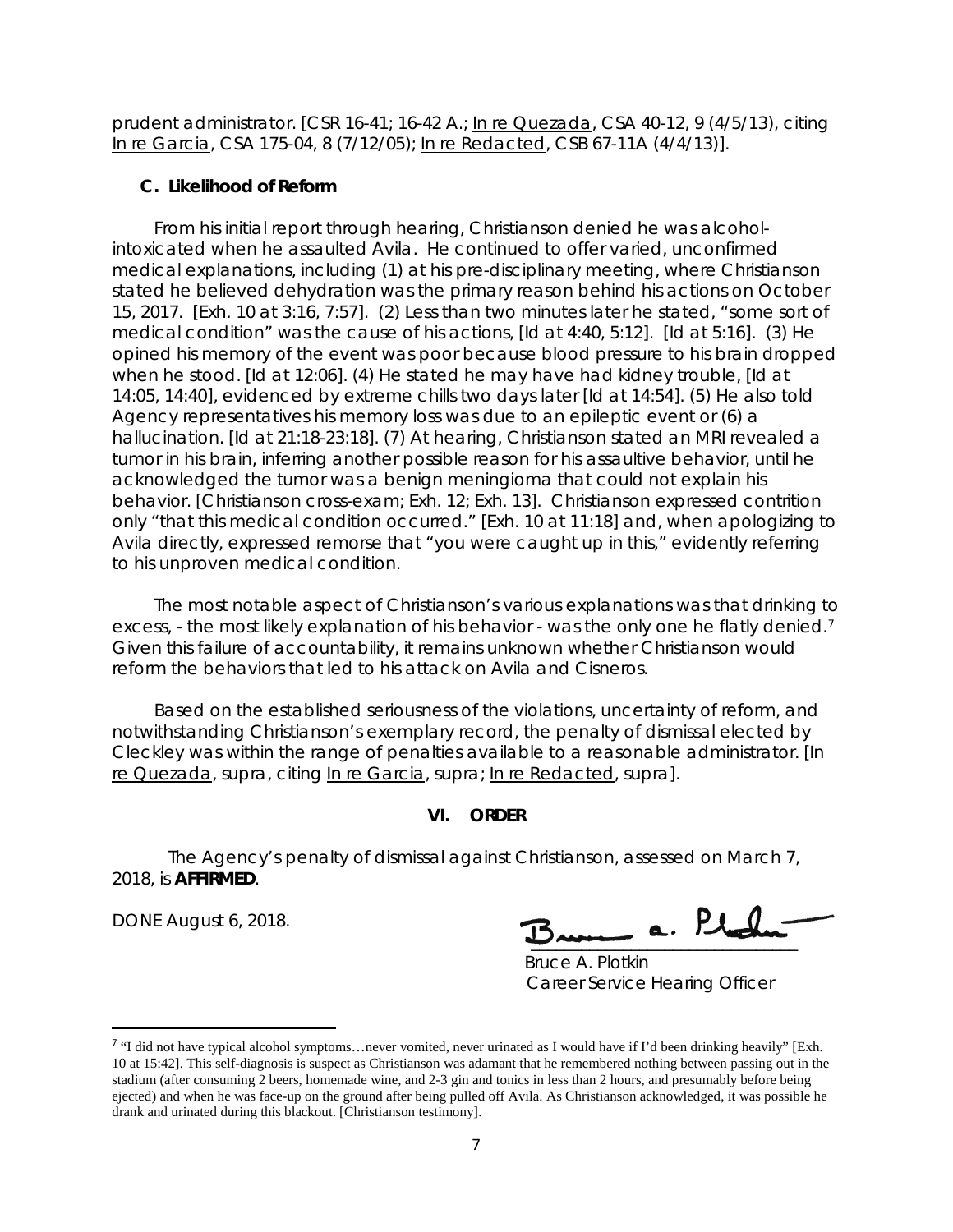prudent administrator. [CSR 16-41; 16-42 A.; In re Quezada, CSA 40-12, 9 (4/5/13), citing In re Garcia, CSA 175-04, 8 (7/12/05); In re Redacted, CSB 67-11A (4/4/13)].

### C. Likelihood of Reform

From his initial report through hearing, Christianson denied he was alcohol-intoxicated when he assaulted Avila. He continued to offer varied, unconfirmed medical explanations, including (1) at his pre-disciplinary meeting, where Christianson stated he believed dehydration was the primary reason behind his actions on October 15, 2017. [Exh. 10 at 3:16, 7:57]. (2) Less than two minutes later he stated, "some sort of medical condition" was the cause of his actions, [Id at 4:40, 5:12]. [Id at 5:16]. (3) He opined his memory of the event was poor because blood pressure to his brain dropped when he stood. [Id at 12:06]. (4) He stated he may have had kidney trouble, [Id at 14:05, 14:40], evidenced by extreme chills two days later [Id at 14:54]. (5) He also told Agency representatives his memory loss was due to an epileptic event or (6) a hallucination. [Id at 21:18-23:18]. (7) At hearing, Christianson stated an MRI revealed a tumor in his brain, inferring another possible reason for his assaultive behavior, until he acknowledged the tumor was a benign meningioma that could not explain his behavior. [Christianson cross-exam; Exh. 12; Exh. 13]. Christianson expressed contrition only "that this medical condition occurred." [Exh. 10 at 11:18] and, when apologizing to Avila directly, expressed remorse that "you were caught up in this," evidently referring to his unproven medical condition.

The most notable aspect of Christianson's various explanations was that drinking to excess, - the most likely explanation of his behavior - was the only one he flatly denied.[7] Given this failure of accountability, it remains unknown whether Christianson would reform the behaviors that led to his attack on Avila and Cisneros.

Based on the established seriousness of the violations, uncertainty of reform, and notwithstanding Christianson's exemplary record, the penalty of dismissal elected by Cleckley was within the range of penalties available to a reasonable administrator. [In re Quezada, supra, citing In re Garcia, supra; In re Redacted, supra].

## VI. ORDER

The Agency's penalty of dismissal against Christianson, assessed on March 7, 2018, is **AFFIRMED**.

DONE August 6, 2018.

Bruce A. Plotkin
Career Service Hearing Officer

---

[7] "I did not have typical alcohol symptoms…never vomited, never urinated as I would have if I'd been drinking heavily" [Exh. 10 at 15:42]. This self-diagnosis is suspect as Christianson was adamant that he remembered nothing between passing out in the stadium (after consuming 2 beers, homemade wine, and 2-3 gin and tonics in less than 2 hours, and presumably before being ejected) and when he was face-up on the ground after being pulled off Avila. As Christianson acknowledged, it was possible he drank and urinated during this blackout. [Christianson testimony].